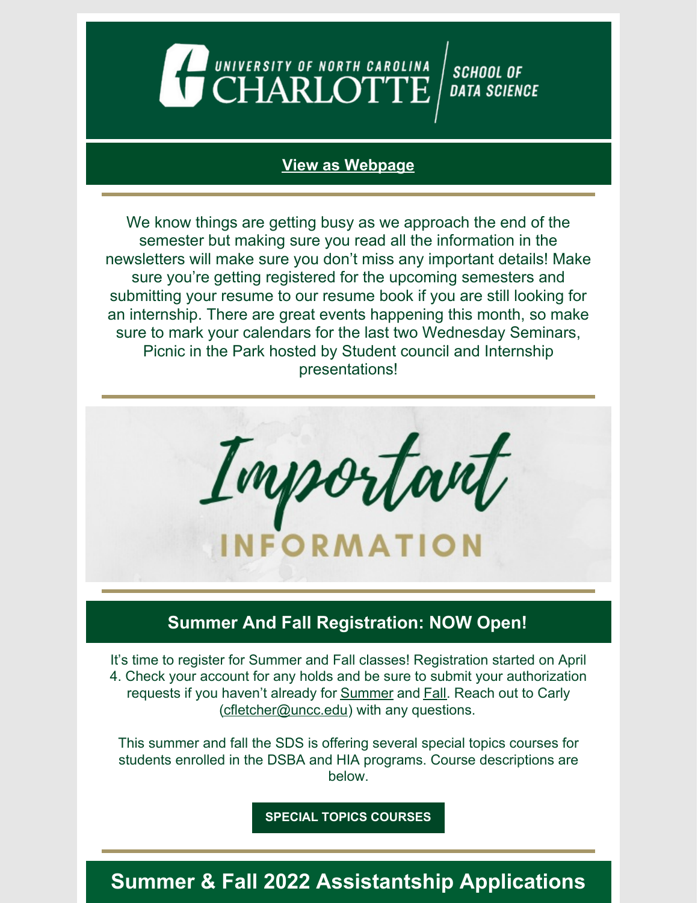UNIVERSITY OF NORTH CAROLINA CHARLOTTE | SCHOOL OF DATA SCIENCE

**View as Webpage**

---

We know things are getting busy as we approach the end of the semester but making sure you read all the information in the newsletters will make sure you don't miss any important details! Make sure you're getting registered for the upcoming semesters and submitting your resume to our resume book if you are still looking for an internship. There are great events happening this month, so make sure to mark your calendars for the last two Wednesday Seminars, Picnic in the Park hosted by Student council and Internship presentations!

---

# Important INFORMATION

---

## Summer And Fall Registration: NOW Open!

It's time to register for Summer and Fall classes! Registration started on April 4. Check your account for any holds and be sure to submit your authorization requests if you haven't already for Summer and Fall. Reach out to Carly (cfletcher@uncc.edu) with any questions.

This summer and fall the SDS is offering several special topics courses for students enrolled in the DSBA and HIA programs. Course descriptions are below.

**SPECIAL TOPICS COURSES**

---

## Summer & Fall 2022 Assistantship Applications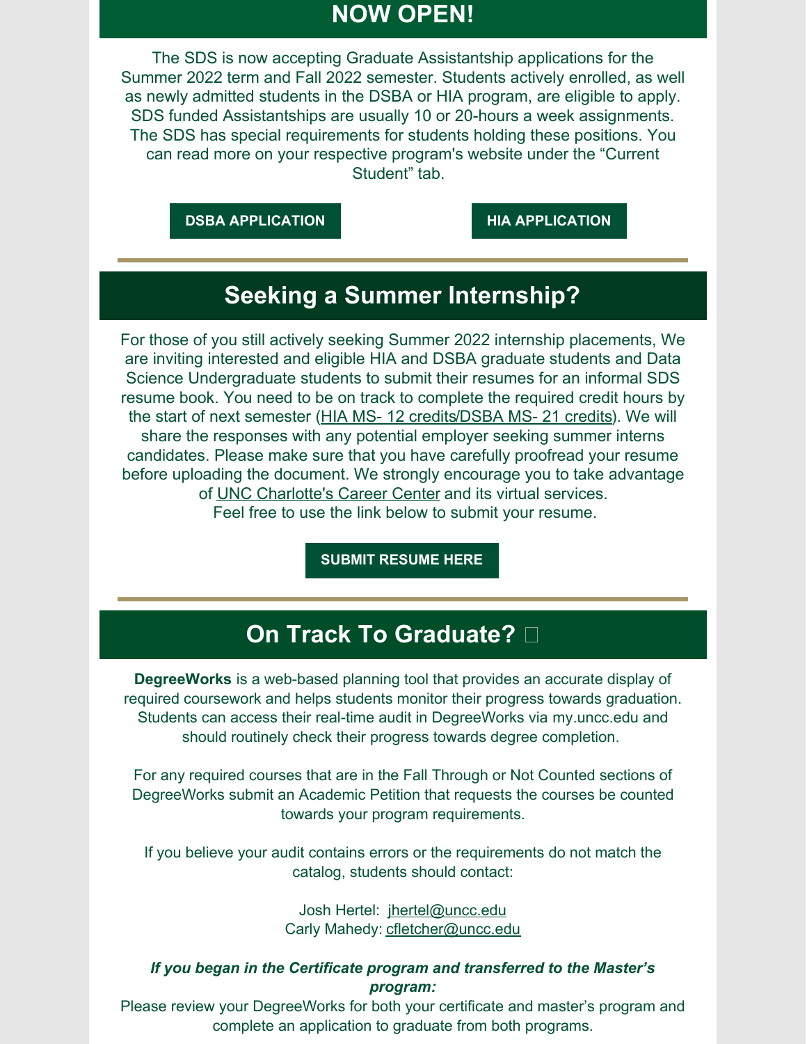## NOW OPEN!

The SDS is now accepting Graduate Assistantship applications for the Summer 2022 term and Fall 2022 semester. Students actively enrolled, as well as newly admitted students in the DSBA or HIA program, are eligible to apply. SDS funded Assistantships are usually 10 or 20-hours a week assignments. The SDS has special requirements for students holding these positions. You can read more on your respective program's website under the “Current Student” tab.

**DSBA APPLICATION** **HIA APPLICATION**

---

## Seeking a Summer Internship?

For those of you still actively seeking Summer 2022 internship placements, We are inviting interested and eligible HIA and DSBA graduate students and Data Science Undergraduate students to submit their resumes for an informal SDS resume book. You need to be on track to complete the required credit hours by the start of next semester (HIA MS- 12 credits/DSBA MS- 21 credits). We will share the responses with any potential employer seeking summer interns candidates. Please make sure that you have carefully proofread your resume before uploading the document. We strongly encourage you to take advantage of UNC Charlotte's Career Center and its virtual services.
Feel free to use the link below to submit your resume.

**SUBMIT RESUME HERE**

---

## On Track To Graduate?

**DegreeWorks** is a web-based planning tool that provides an accurate display of required coursework and helps students monitor their progress towards graduation. Students can access their real-time audit in DegreeWorks via my.uncc.edu and should routinely check their progress towards degree completion.

For any required courses that are in the Fall Through or Not Counted sections of DegreeWorks submit an Academic Petition that requests the courses be counted towards your program requirements.

If you believe your audit contains errors or the requirements do not match the catalog, students should contact:

Josh Hertel: jhertel@uncc.edu
Carly Mahedy: cfletcher@uncc.edu

***If you began in the Certificate program and transferred to the Master’s program:***
Please review your DegreeWorks for both your certificate and master’s program and complete an application to graduate from both programs.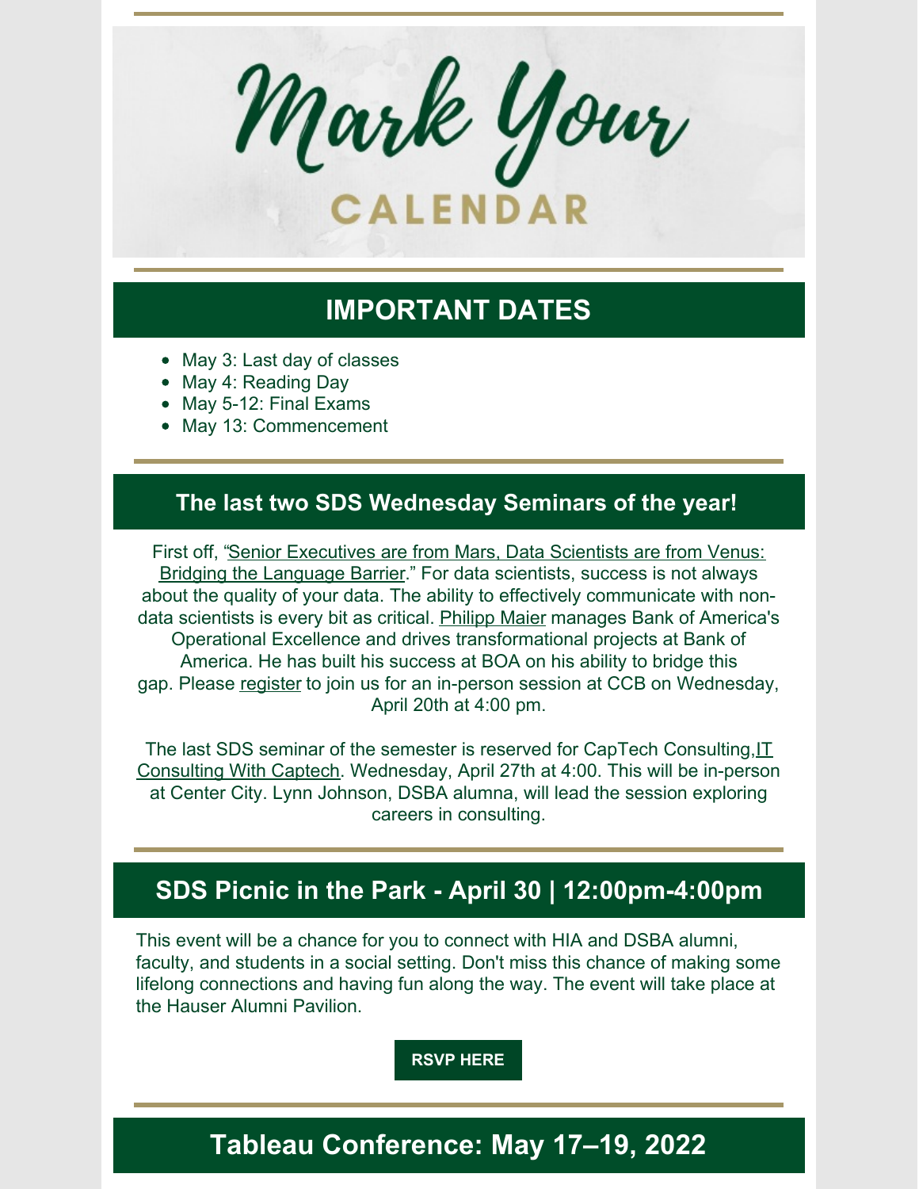# Mark Your CALENDAR

## IMPORTANT DATES

- May 3: Last day of classes
- May 4: Reading Day
- May 5-12: Final Exams
- May 13: Commencement

## The last two SDS Wednesday Seminars of the year!

First off, "Senior Executives are from Mars, Data Scientists are from Venus: Bridging the Language Barrier." For data scientists, success is not always about the quality of your data. The ability to effectively communicate with non-data scientists is every bit as critical. Philipp Maier manages Bank of America's Operational Excellence and drives transformational projects at Bank of America. He has built his success at BOA on his ability to bridge this gap. Please register to join us for an in-person session at CCB on Wednesday, April 20th at 4:00 pm.

The last SDS seminar of the semester is reserved for CapTech Consulting,IT Consulting With Captech. Wednesday, April 27th at 4:00. This will be in-person at Center City. Lynn Johnson, DSBA alumna, will lead the session exploring careers in consulting.

## SDS Picnic in the Park - April 30 | 12:00pm-4:00pm

This event will be a chance for you to connect with HIA and DSBA alumni, faculty, and students in a social setting. Don't miss this chance of making some lifelong connections and having fun along the way. The event will take place at the Hauser Alumni Pavilion.

**RSVP HERE**

## Tableau Conference: May 17–19, 2022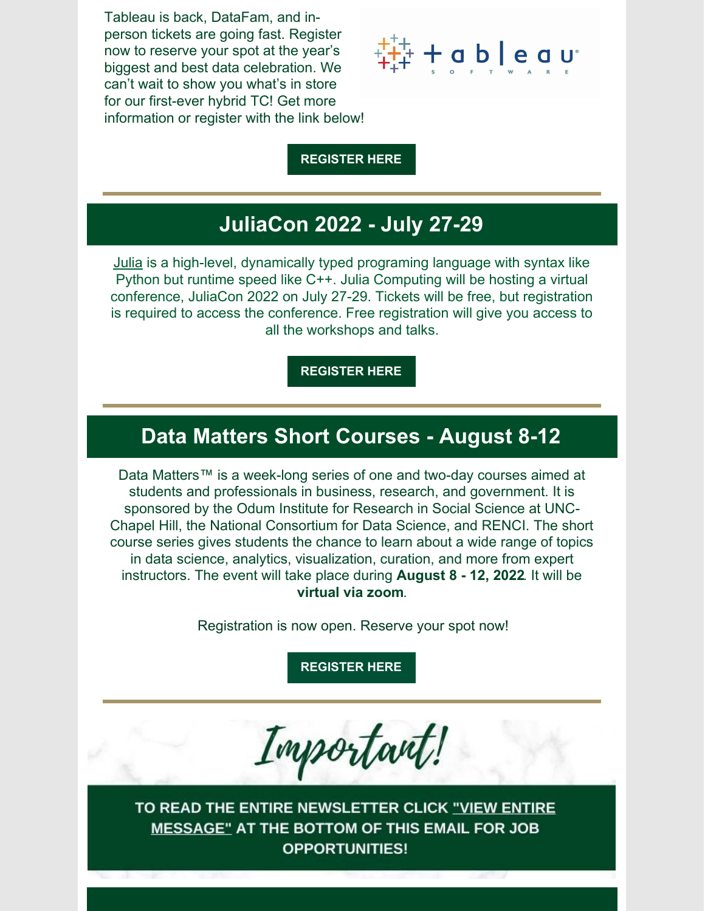Tableau is back, DataFam, and in-person tickets are going fast. Register now to reserve your spot at the year's biggest and best data celebration. We can't wait to show you what's in store for our first-ever hybrid TC! Get more information or register with the link below!

**REGISTER HERE**

## JuliaCon 2022 - July 27-29

Julia is a high-level, dynamically typed programing language with syntax like Python but runtime speed like C++. Julia Computing will be hosting a virtual conference, JuliaCon 2022 on July 27-29. Tickets will be free, but registration is required to access the conference. Free registration will give you access to all the workshops and talks.

**REGISTER HERE**

## Data Matters Short Courses - August 8-12

Data Matters™ is a week-long series of one and two-day courses aimed at students and professionals in business, research, and government. It is sponsored by the Odum Institute for Research in Social Science at UNC-Chapel Hill, the National Consortium for Data Science, and RENCI. The short course series gives students the chance to learn about a wide range of topics in data science, analytics, visualization, curation, and more from expert instructors. The event will take place during **August 8 - 12, 2022**. It will be **virtual via zoom**.

Registration is now open. Reserve your spot now!

**REGISTER HERE**

*Important!*

**TO READ THE ENTIRE NEWSLETTER CLICK "VIEW ENTIRE MESSAGE" AT THE BOTTOM OF THIS EMAIL FOR JOB OPPORTUNITIES!**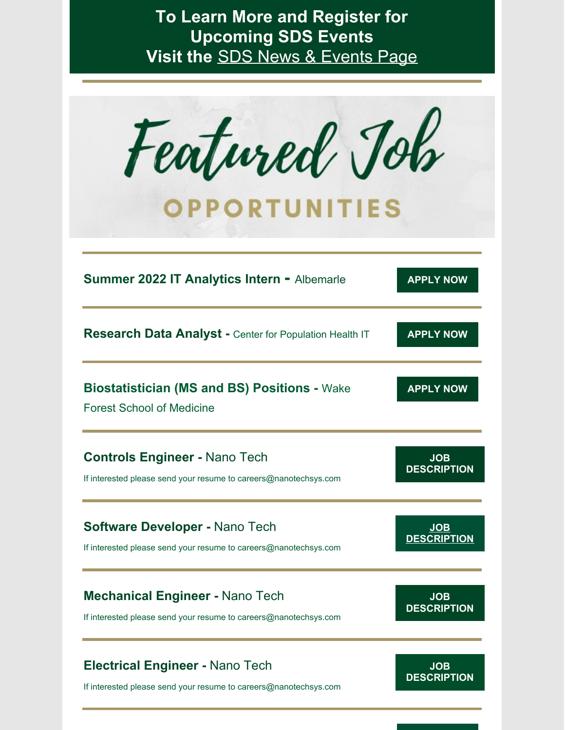# To Learn More and Register for Upcoming SDS Events
# Visit the SDS News & Events Page

# Featured Job OPPORTUNITIES

**Summer 2022 IT Analytics Intern -** Albemarle

APPLY NOW

**Research Data Analyst -** Center for Population Health IT

APPLY NOW

**Biostatistician (MS and BS) Positions -** Wake Forest School of Medicine

APPLY NOW

**Controls Engineer -** Nano Tech

If interested please send your resume to careers@nanotechsys.com

JOB DESCRIPTION

**Software Developer -** Nano Tech

If interested please send your resume to careers@nanotechsys.com

JOB DESCRIPTION

**Mechanical Engineer -** Nano Tech

If interested please send your resume to careers@nanotechsys.com

JOB DESCRIPTION

**Electrical Engineer -** Nano Tech

If interested please send your resume to careers@nanotechsys.com

JOB DESCRIPTION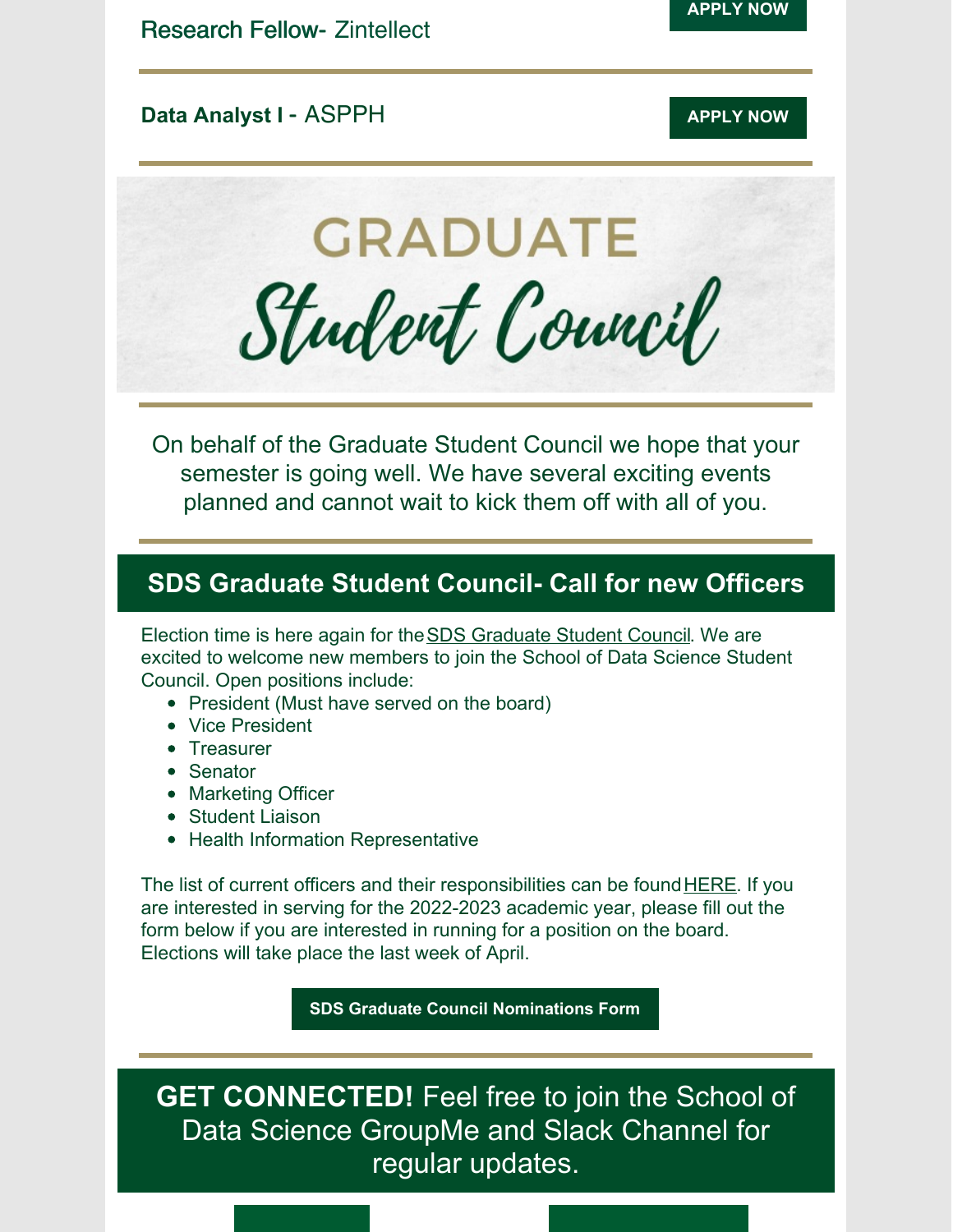Research Fellow- Zintellect

APPLY NOW

**Data Analyst I -** ASPPH

APPLY NOW

GRADUATE

Student Council

On behalf of the Graduate Student Council we hope that your semester is going well. We have several exciting events planned and cannot wait to kick them off with all of you.

## SDS Graduate Student Council- Call for new Officers

Election time is here again for the SDS Graduate Student Council. We are excited to welcome new members to join the School of Data Science Student Council. Open positions include:

- President (Must have served on the board)
- Vice President
- Treasurer
- Senator
- Marketing Officer
- Student Liaison
- Health Information Representative

The list of current officers and their responsibilities can be found HERE. If you are interested in serving for the 2022-2023 academic year, please fill out the form below if you are interested in running for a position on the board. Elections will take place the last week of April.

**SDS Graduate Council Nominations Form**

**GET CONNECTED!** Feel free to join the School of Data Science GroupMe and Slack Channel for regular updates.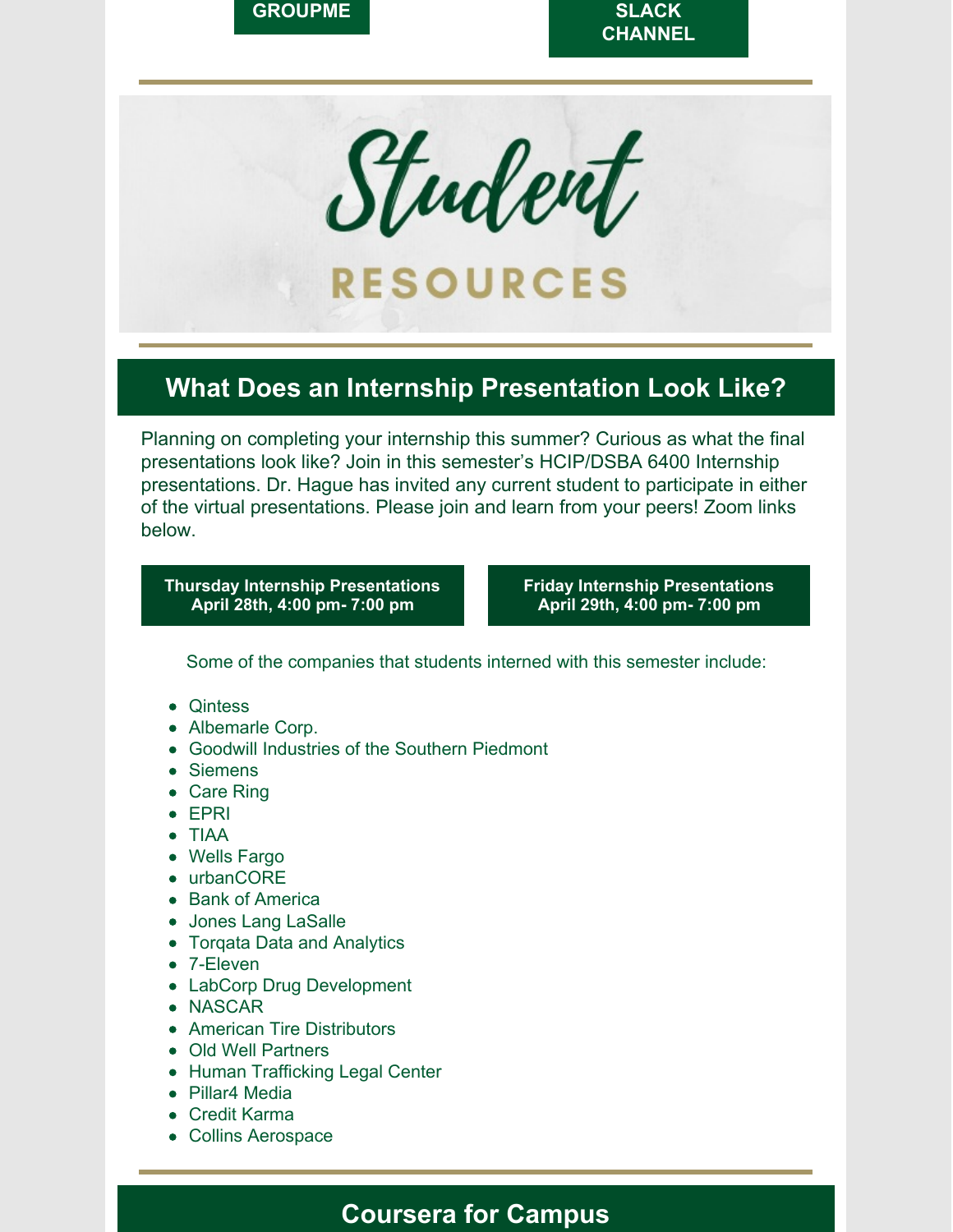GROUPME

SLACK CHANNEL

# Student RESOURCES

## What Does an Internship Presentation Look Like?

Planning on completing your internship this summer? Curious as what the final presentations look like? Join in this semester's HCIP/DSBA 6400 Internship presentations. Dr. Hague has invited any current student to participate in either of the virtual presentations. Please join and learn from your peers! Zoom links below.

**Thursday Internship Presentations April 28th, 4:00 pm- 7:00 pm**

**Friday Internship Presentations April 29th, 4:00 pm- 7:00 pm**

Some of the companies that students interned with this semester include:

- Qintess
- Albemarle Corp.
- Goodwill Industries of the Southern Piedmont
- Siemens
- Care Ring
- EPRI
- TIAA
- Wells Fargo
- urbanCORE
- Bank of America
- Jones Lang LaSalle
- Torqata Data and Analytics
- 7-Eleven
- LabCorp Drug Development
- NASCAR
- American Tire Distributors
- Old Well Partners
- Human Trafficking Legal Center
- Pillar4 Media
- Credit Karma
- Collins Aerospace

## Coursera for Campus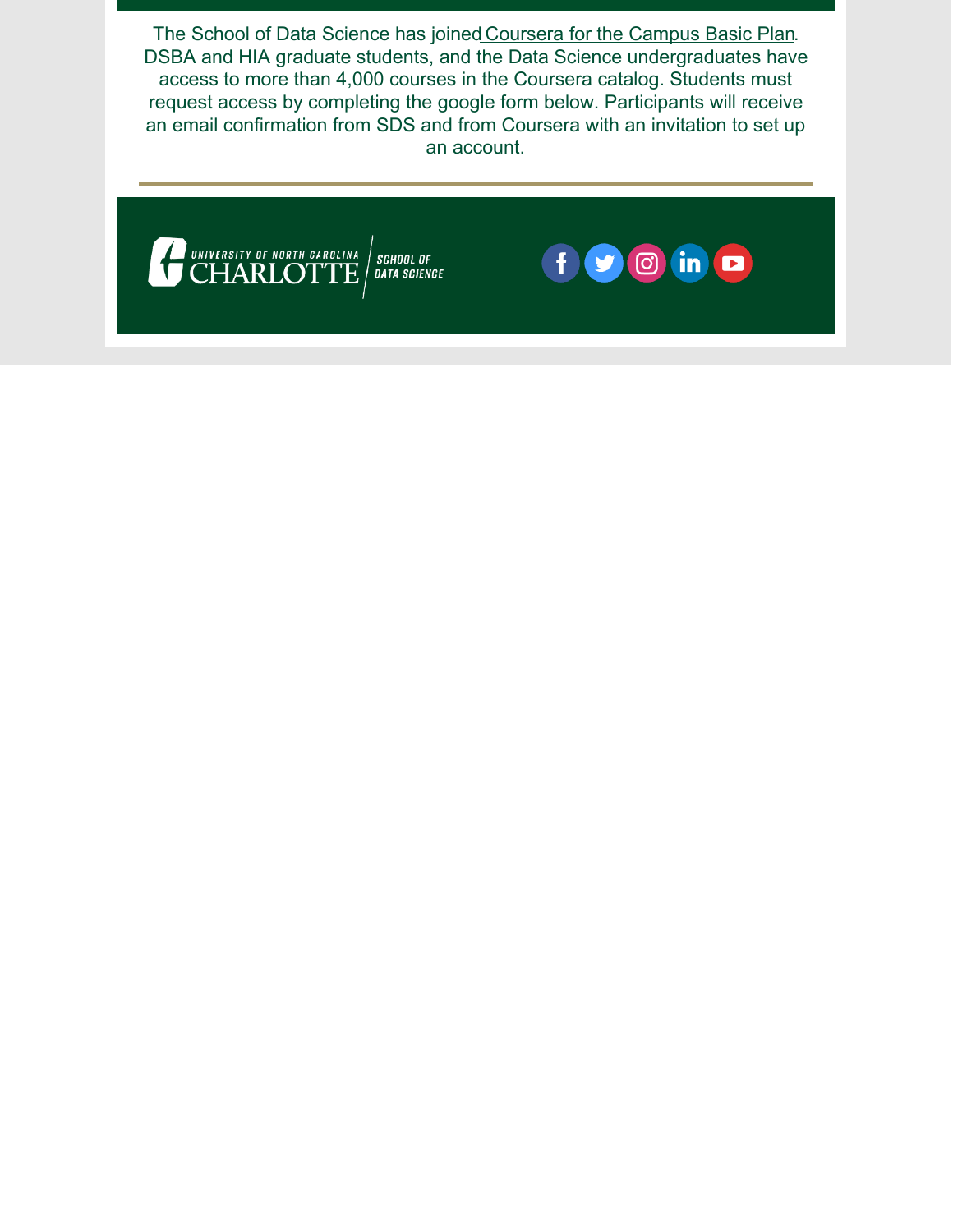The School of Data Science has joined Coursera for the Campus Basic Plan. DSBA and HIA graduate students, and the Data Science undergraduates have access to more than 4,000 courses in the Coursera catalog. Students must request access by completing the google form below. Participants will receive an email confirmation from SDS and from Coursera with an invitation to set up an account.

UNIVERSITY OF NORTH CAROLINA CHARLOTTE | SCHOOL OF DATA SCIENCE